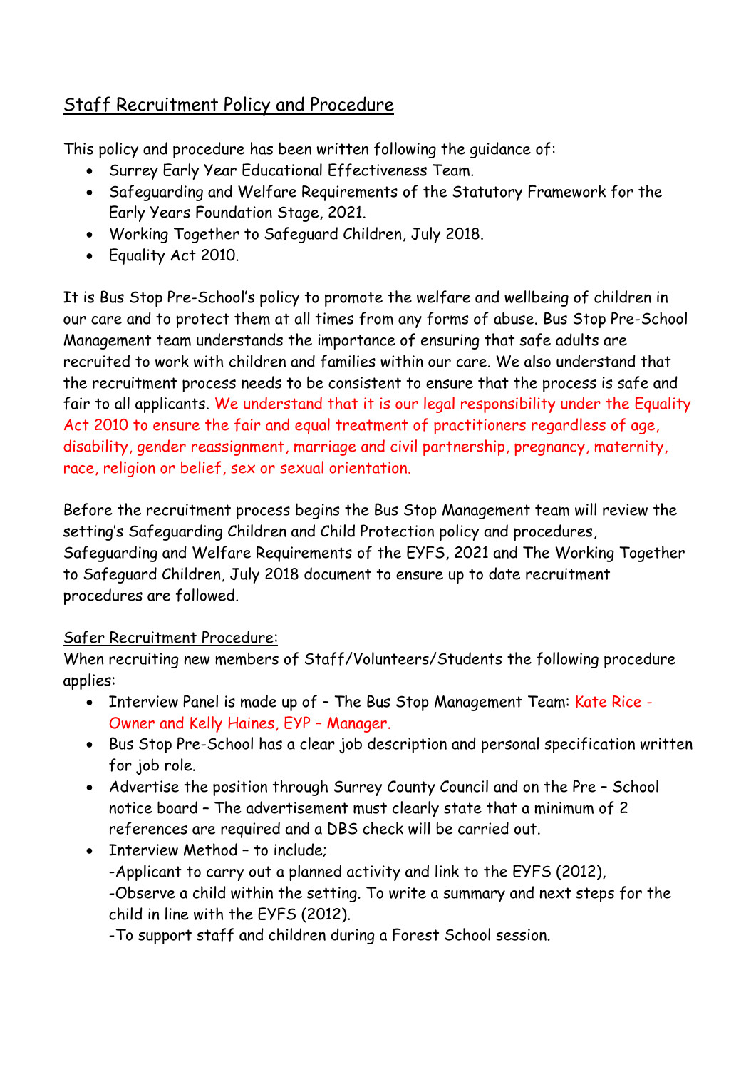## Staff Recruitment Policy and Procedure

This policy and procedure has been written following the guidance of:

- Surrey Early Year Educational Effectiveness Team.
- Safeguarding and Welfare Requirements of the Statutory Framework for the Early Years Foundation Stage, 2021.
- Working Together to Safeguard Children, July 2018.
- Equality Act 2010.

It is Bus Stop Pre-School's policy to promote the welfare and wellbeing of children in our care and to protect them at all times from any forms of abuse. Bus Stop Pre-School Management team understands the importance of ensuring that safe adults are recruited to work with children and families within our care. We also understand that the recruitment process needs to be consistent to ensure that the process is safe and fair to all applicants. We understand that it is our legal responsibility under the Equality Act 2010 to ensure the fair and equal treatment of practitioners regardless of age, disability, gender reassignment, marriage and civil partnership, pregnancy, maternity, race, religion or belief, sex or sexual orientation.

Before the recruitment process begins the Bus Stop Management team will review the setting's Safeguarding Children and Child Protection policy and procedures, Safeguarding and Welfare Requirements of the EYFS, 2021 and The Working Together to Safeguard Children, July 2018 document to ensure up to date recruitment procedures are followed.

### Safer Recruitment Procedure:

When recruiting new members of Staff/Volunteers/Students the following procedure applies:

- Interview Panel is made up of – The Bus Stop Management Team: Kate Rice - Owner and Kelly Haines, EYP – Manager.
- Bus Stop Pre-School has a clear job description and personal specification written for job role.
- Advertise the position through Surrey County Council and on the Pre – School notice board – The advertisement must clearly state that a minimum of 2 references are required and a DBS check will be carried out.
- Interview Method – to include;
  -Applicant to carry out a planned activity and link to the EYFS (2012),
  -Observe a child within the setting. To write a summary and next steps for the child in line with the EYFS (2012).
  -To support staff and children during a Forest School session.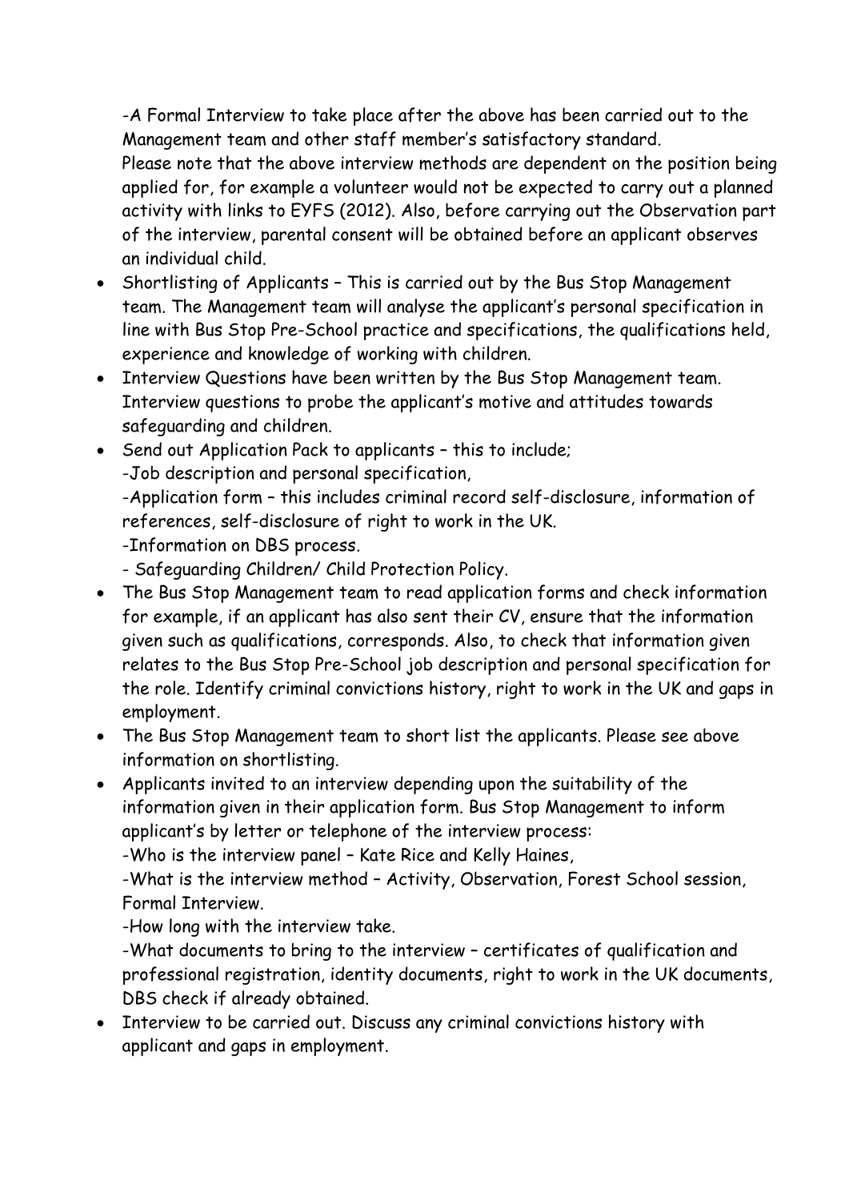-A Formal Interview to take place after the above has been carried out to the Management team and other staff member's satisfactory standard.

Please note that the above interview methods are dependent on the position being applied for, for example a volunteer would not be expected to carry out a planned activity with links to EYFS (2012). Also, before carrying out the Observation part of the interview, parental consent will be obtained before an applicant observes an individual child.

- Shortlisting of Applicants – This is carried out by the Bus Stop Management team. The Management team will analyse the applicant's personal specification in line with Bus Stop Pre-School practice and specifications, the qualifications held, experience and knowledge of working with children.
- Interview Questions have been written by the Bus Stop Management team. Interview questions to probe the applicant's motive and attitudes towards safeguarding and children.
- Send out Application Pack to applicants – this to include;
  -Job description and personal specification,
  -Application form – this includes criminal record self-disclosure, information of references, self-disclosure of right to work in the UK.
  -Information on DBS process.
  - Safeguarding Children/ Child Protection Policy.
- The Bus Stop Management team to read application forms and check information for example, if an applicant has also sent their CV, ensure that the information given such as qualifications, corresponds. Also, to check that information given relates to the Bus Stop Pre-School job description and personal specification for the role. Identify criminal convictions history, right to work in the UK and gaps in employment.
- The Bus Stop Management team to short list the applicants. Please see above information on shortlisting.
- Applicants invited to an interview depending upon the suitability of the information given in their application form. Bus Stop Management to inform applicant's by letter or telephone of the interview process:
  -Who is the interview panel – Kate Rice and Kelly Haines,
  -What is the interview method – Activity, Observation, Forest School session, Formal Interview.
  -How long with the interview take.
  -What documents to bring to the interview – certificates of qualification and professional registration, identity documents, right to work in the UK documents, DBS check if already obtained.
- Interview to be carried out. Discuss any criminal convictions history with applicant and gaps in employment.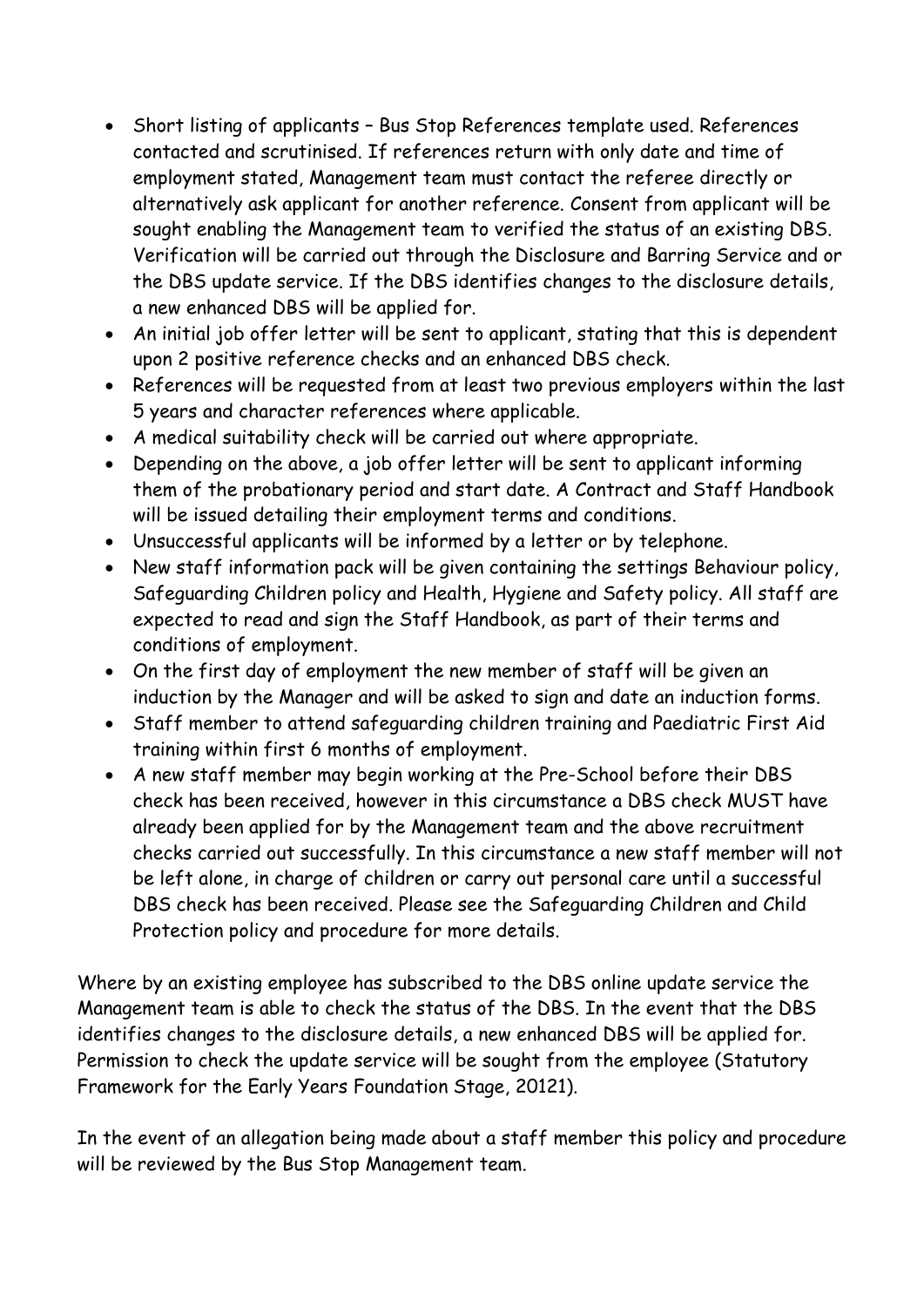- Short listing of applicants – Bus Stop References template used. References contacted and scrutinised. If references return with only date and time of employment stated, Management team must contact the referee directly or alternatively ask applicant for another reference. Consent from applicant will be sought enabling the Management team to verified the status of an existing DBS. Verification will be carried out through the Disclosure and Barring Service and or the DBS update service. If the DBS identifies changes to the disclosure details, a new enhanced DBS will be applied for.
- An initial job offer letter will be sent to applicant, stating that this is dependent upon 2 positive reference checks and an enhanced DBS check.
- References will be requested from at least two previous employers within the last 5 years and character references where applicable.
- A medical suitability check will be carried out where appropriate.
- Depending on the above, a job offer letter will be sent to applicant informing them of the probationary period and start date. A Contract and Staff Handbook will be issued detailing their employment terms and conditions.
- Unsuccessful applicants will be informed by a letter or by telephone.
- New staff information pack will be given containing the settings Behaviour policy, Safeguarding Children policy and Health, Hygiene and Safety policy. All staff are expected to read and sign the Staff Handbook, as part of their terms and conditions of employment.
- On the first day of employment the new member of staff will be given an induction by the Manager and will be asked to sign and date an induction forms.
- Staff member to attend safeguarding children training and Paediatric First Aid training within first 6 months of employment.
- A new staff member may begin working at the Pre-School before their DBS check has been received, however in this circumstance a DBS check MUST have already been applied for by the Management team and the above recruitment checks carried out successfully. In this circumstance a new staff member will not be left alone, in charge of children or carry out personal care until a successful DBS check has been received. Please see the Safeguarding Children and Child Protection policy and procedure for more details.

Where by an existing employee has subscribed to the DBS online update service the Management team is able to check the status of the DBS. In the event that the DBS identifies changes to the disclosure details, a new enhanced DBS will be applied for. Permission to check the update service will be sought from the employee (Statutory Framework for the Early Years Foundation Stage, 20121).

In the event of an allegation being made about a staff member this policy and procedure will be reviewed by the Bus Stop Management team.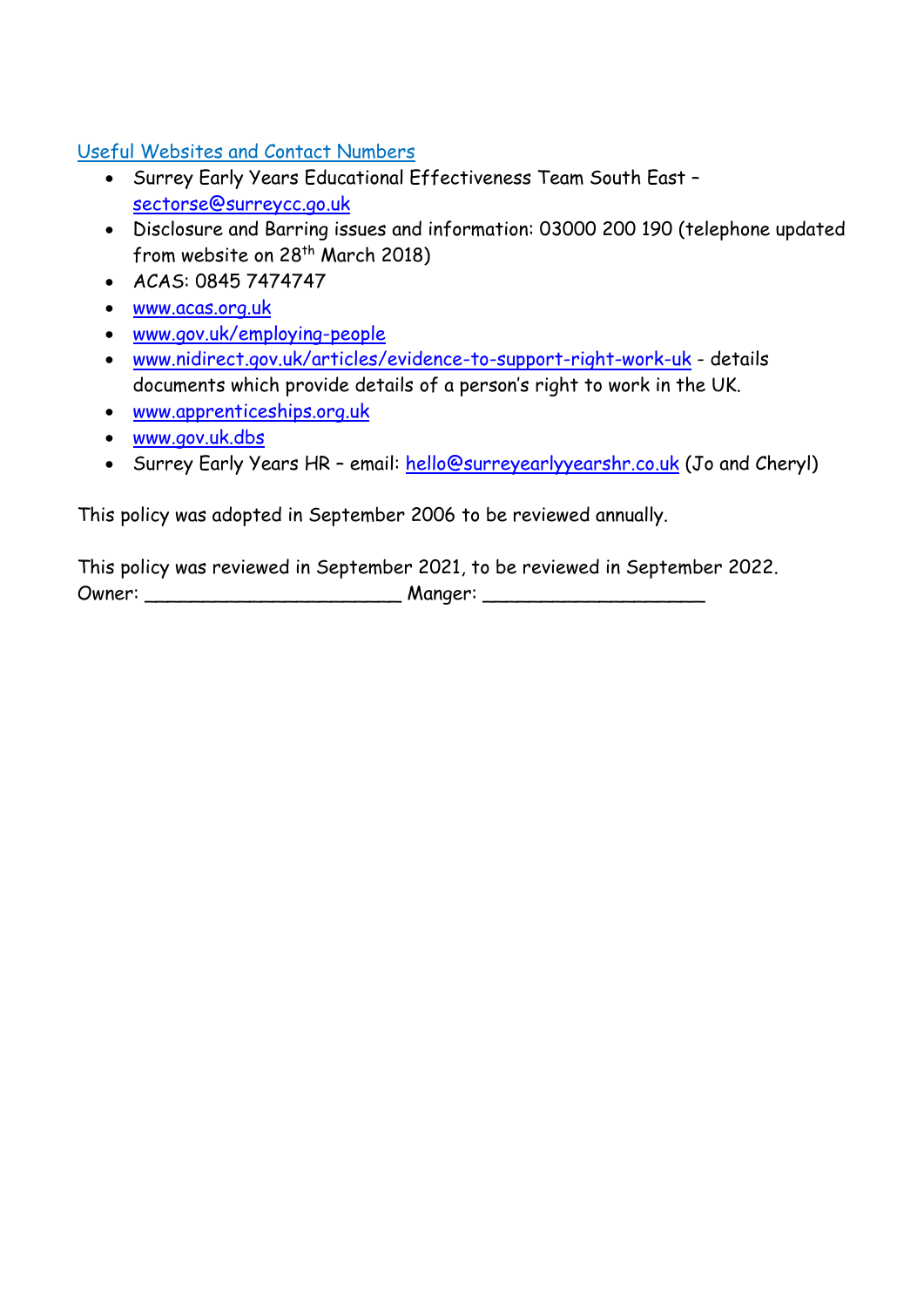## Useful Websites and Contact Numbers

- Surrey Early Years Educational Effectiveness Team South East – sectorse@surreycc.go.uk
- Disclosure and Barring issues and information: 03000 200 190 (telephone updated from website on 28th March 2018)
- ACAS: 0845 7474747
- www.acas.org.uk
- www.gov.uk/employing-people
- www.nidirect.gov.uk/articles/evidence-to-support-right-work-uk - details documents which provide details of a person's right to work in the UK.
- www.apprenticeships.org.uk
- www.gov.uk.dbs
- Surrey Early Years HR – email: hello@surreyearlyyearshr.co.uk (Jo and Cheryl)

This policy was adopted in September 2006 to be reviewed annually.

This policy was reviewed in September 2021, to be reviewed in September 2022.
Owner: ______________________ Manger: ___________________